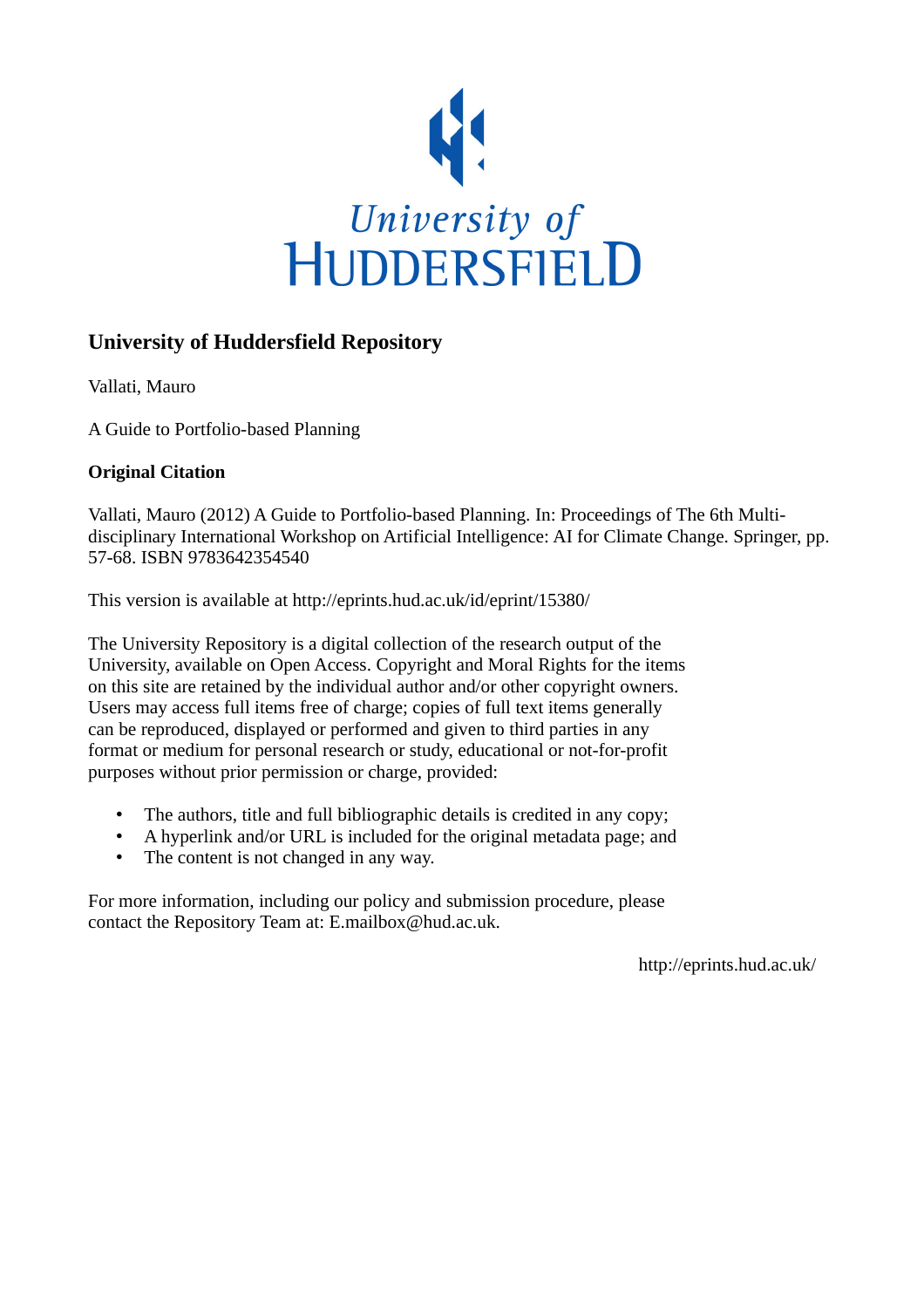University of
HUDDERSFIELD

# University of Huddersfield Repository

Vallati, Mauro

A Guide to Portfolio-based Planning

**Original Citation**

Vallati, Mauro (2012) A Guide to Portfolio-based Planning. In: Proceedings of The 6th Multi-disciplinary International Workshop on Artificial Intelligence: AI for Climate Change. Springer, pp. 57-68. ISBN 9783642354540

This version is available at http://eprints.hud.ac.uk/id/eprint/15380/

The University Repository is a digital collection of the research output of the University, available on Open Access. Copyright and Moral Rights for the items on this site are retained by the individual author and/or other copyright owners. Users may access full items free of charge; copies of full text items generally can be reproduced, displayed or performed and given to third parties in any format or medium for personal research or study, educational or not-for-profit purposes without prior permission or charge, provided:

- The authors, title and full bibliographic details is credited in any copy;
- A hyperlink and/or URL is included for the original metadata page; and
- The content is not changed in any way.

For more information, including our policy and submission procedure, please contact the Repository Team at: E.mailbox@hud.ac.uk.

http://eprints.hud.ac.uk/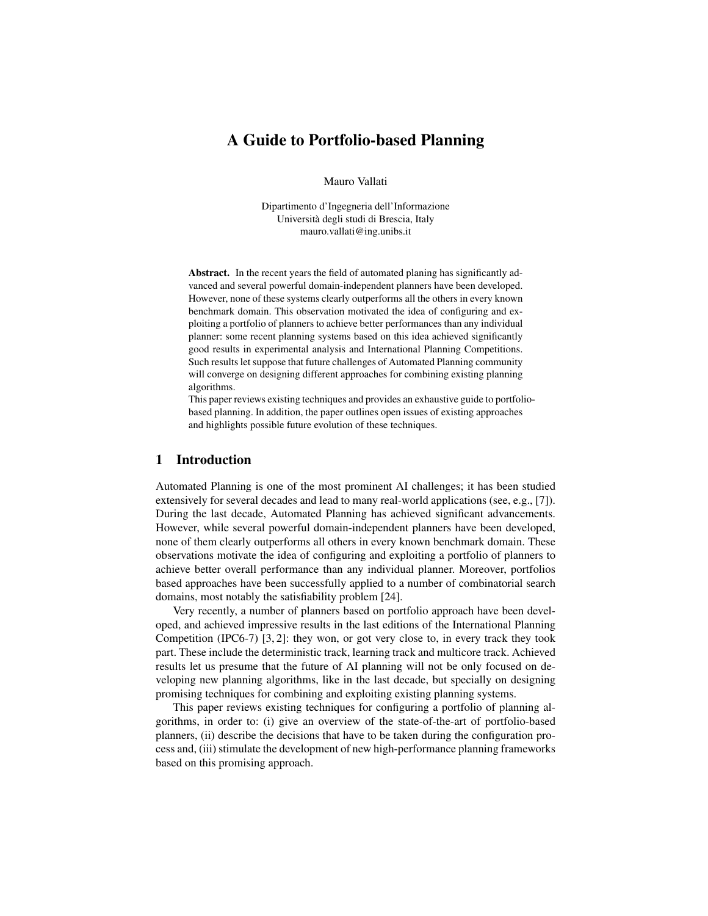# A Guide to Portfolio-based Planning

Mauro Vallati

Dipartimento d'Ingegneria dell'Informazione
Università degli studi di Brescia, Italy
mauro.vallati@ing.unibs.it

**Abstract.** In the recent years the field of automated planing has significantly advanced and several powerful domain-independent planners have been developed. However, none of these systems clearly outperforms all the others in every known benchmark domain. This observation motivated the idea of configuring and exploiting a portfolio of planners to achieve better performances than any individual planner: some recent planning systems based on this idea achieved significantly good results in experimental analysis and International Planning Competitions. Such results let suppose that future challenges of Automated Planning community will converge on designing different approaches for combining existing planning algorithms.
This paper reviews existing techniques and provides an exhaustive guide to portfolio-based planning. In addition, the paper outlines open issues of existing approaches and highlights possible future evolution of these techniques.

## 1 Introduction

Automated Planning is one of the most prominent AI challenges; it has been studied extensively for several decades and lead to many real-world applications (see, e.g., [7]). During the last decade, Automated Planning has achieved significant advancements. However, while several powerful domain-independent planners have been developed, none of them clearly outperforms all others in every known benchmark domain. These observations motivate the idea of configuring and exploiting a portfolio of planners to achieve better overall performance than any individual planner. Moreover, portfolios based approaches have been successfully applied to a number of combinatorial search domains, most notably the satisfiability problem [24].

Very recently, a number of planners based on portfolio approach have been developed, and achieved impressive results in the last editions of the International Planning Competition (IPC6-7) [3, 2]: they won, or got very close to, in every track they took part. These include the deterministic track, learning track and multicore track. Achieved results let us presume that the future of AI planning will not be only focused on developing new planning algorithms, like in the last decade, but specially on designing promising techniques for combining and exploiting existing planning systems.

This paper reviews existing techniques for configuring a portfolio of planning algorithms, in order to: (i) give an overview of the state-of-the-art of portfolio-based planners, (ii) describe the decisions that have to be taken during the configuration process and, (iii) stimulate the development of new high-performance planning frameworks based on this promising approach.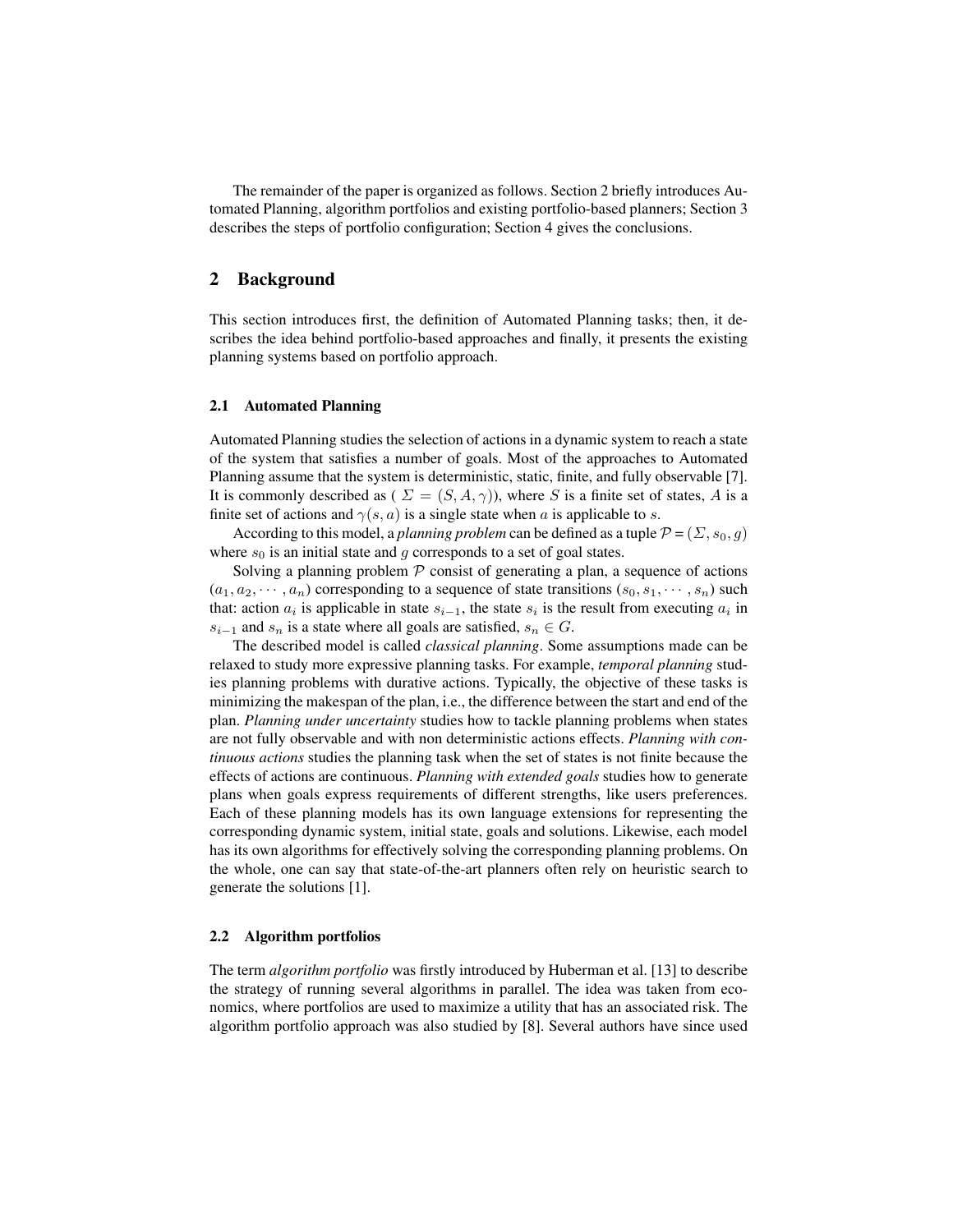The remainder of the paper is organized as follows. Section 2 briefly introduces Automated Planning, algorithm portfolios and existing portfolio-based planners; Section 3 describes the steps of portfolio configuration; Section 4 gives the conclusions.

## 2 Background

This section introduces first, the definition of Automated Planning tasks; then, it describes the idea behind portfolio-based approaches and finally, it presents the existing planning systems based on portfolio approach.

### 2.1 Automated Planning

Automated Planning studies the selection of actions in a dynamic system to reach a state of the system that satisfies a number of goals. Most of the approaches to Automated Planning assume that the system is deterministic, static, finite, and fully observable [7]. It is commonly described as ( $\Sigma = (S, A, \gamma)$), where $S$ is a finite set of states, $A$ is a finite set of actions and $\gamma(s, a)$ is a single state when $a$ is applicable to $s$.

According to this model, a *planning problem* can be defined as a tuple $\mathcal{P} = (\Sigma, s_0, g)$ where $s_0$ is an initial state and $g$ corresponds to a set of goal states.

Solving a planning problem $\mathcal{P}$ consist of generating a plan, a sequence of actions $(a_1, a_2, \cdots, a_n)$ corresponding to a sequence of state transitions $(s_0, s_1, \cdots, s_n)$ such that: action $a_i$ is applicable in state $s_{i-1}$, the state $s_i$ is the result from executing $a_i$ in $s_{i-1}$ and $s_n$ is a state where all goals are satisfied, $s_n \in G$.

The described model is called *classical planning*. Some assumptions made can be relaxed to study more expressive planning tasks. For example, *temporal planning* studies planning problems with durative actions. Typically, the objective of these tasks is minimizing the makespan of the plan, i.e., the difference between the start and end of the plan. *Planning under uncertainty* studies how to tackle planning problems when states are not fully observable and with non deterministic actions effects. *Planning with continuous actions* studies the planning task when the set of states is not finite because the effects of actions are continuous. *Planning with extended goals* studies how to generate plans when goals express requirements of different strengths, like users preferences. Each of these planning models has its own language extensions for representing the corresponding dynamic system, initial state, goals and solutions. Likewise, each model has its own algorithms for effectively solving the corresponding planning problems. On the whole, one can say that state-of-the-art planners often rely on heuristic search to generate the solutions [1].

### 2.2 Algorithm portfolios

The term *algorithm portfolio* was firstly introduced by Huberman et al. [13] to describe the strategy of running several algorithms in parallel. The idea was taken from economics, where portfolios are used to maximize a utility that has an associated risk. The algorithm portfolio approach was also studied by [8]. Several authors have since used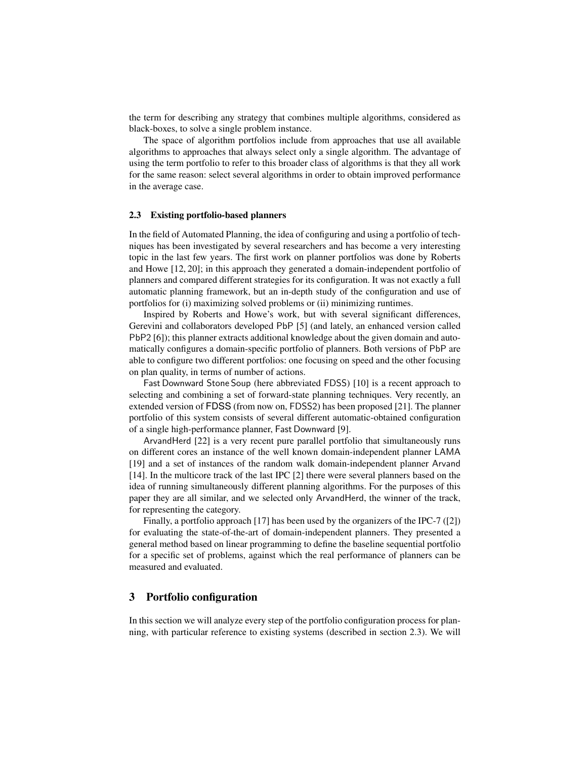the term for describing any strategy that combines multiple algorithms, considered as black-boxes, to solve a single problem instance.

The space of algorithm portfolios include from approaches that use all available algorithms to approaches that always select only a single algorithm. The advantage of using the term portfolio to refer to this broader class of algorithms is that they all work for the same reason: select several algorithms in order to obtain improved performance in the average case.

### 2.3 Existing portfolio-based planners

In the field of Automated Planning, the idea of configuring and using a portfolio of techniques has been investigated by several researchers and has become a very interesting topic in the last few years. The first work on planner portfolios was done by Roberts and Howe [12, 20]; in this approach they generated a domain-independent portfolio of planners and compared different strategies for its configuration. It was not exactly a full automatic planning framework, but an in-depth study of the configuration and use of portfolios for (i) maximizing solved problems or (ii) minimizing runtimes.

Inspired by Roberts and Howe's work, but with several significant differences, Gerevini and collaborators developed PbP [5] (and lately, an enhanced version called PbP2 [6]); this planner extracts additional knowledge about the given domain and automatically configures a domain-specific portfolio of planners. Both versions of PbP are able to configure two different portfolios: one focusing on speed and the other focusing on plan quality, in terms of number of actions.

Fast Downward Stone Soup (here abbreviated FDSS) [10] is a recent approach to selecting and combining a set of forward-state planning techniques. Very recently, an extended version of FDSS (from now on, FDSS2) has been proposed [21]. The planner portfolio of this system consists of several different automatic-obtained configuration of a single high-performance planner, Fast Downward [9].

ArvandHerd [22] is a very recent pure parallel portfolio that simultaneously runs on different cores an instance of the well known domain-independent planner LAMA [19] and a set of instances of the random walk domain-independent planner Arvand [14]. In the multicore track of the last IPC [2] there were several planners based on the idea of running simultaneously different planning algorithms. For the purposes of this paper they are all similar, and we selected only ArvandHerd, the winner of the track, for representing the category.

Finally, a portfolio approach [17] has been used by the organizers of the IPC-7 ([2]) for evaluating the state-of-the-art of domain-independent planners. They presented a general method based on linear programming to define the baseline sequential portfolio for a specific set of problems, against which the real performance of planners can be measured and evaluated.

## 3 Portfolio configuration

In this section we will analyze every step of the portfolio configuration process for planning, with particular reference to existing systems (described in section 2.3). We will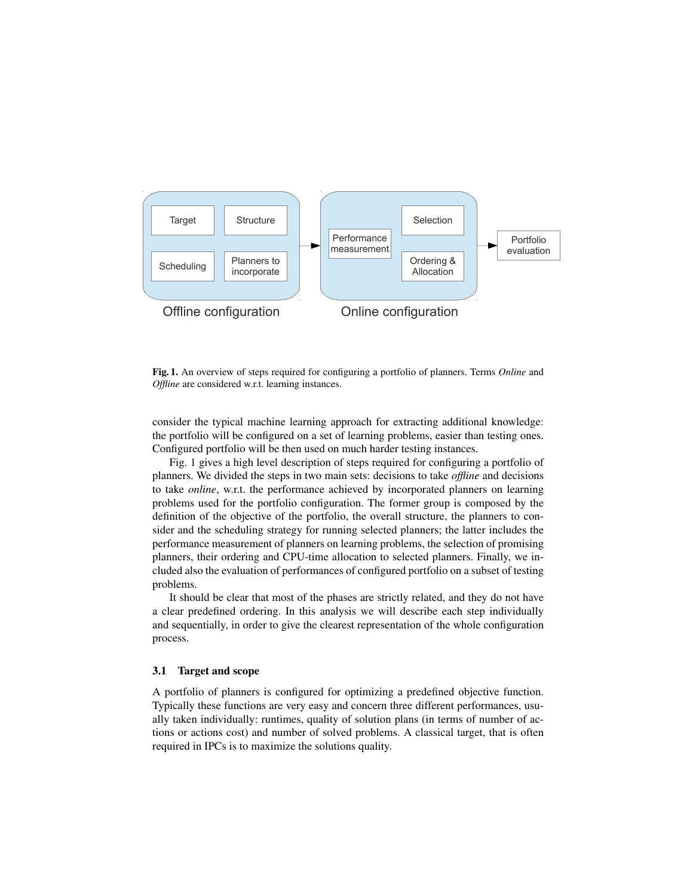Fig. 1. An overview of steps required for configuring a portfolio of planners. Terms *Online* and *Offline* are considered w.r.t. learning instances.

consider the typical machine learning approach for extracting additional knowledge: the portfolio will be configured on a set of learning problems, easier than testing ones. Configured portfolio will be then used on much harder testing instances.

Fig. 1 gives a high level description of steps required for configuring a portfolio of planners. We divided the steps in two main sets: decisions to take *offline* and decisions to take *online*, w.r.t. the performance achieved by incorporated planners on learning problems used for the portfolio configuration. The former group is composed by the definition of the objective of the portfolio, the overall structure, the planners to consider and the scheduling strategy for running selected planners; the latter includes the performance measurement of planners on learning problems, the selection of promising planners, their ordering and CPU-time allocation to selected planners. Finally, we included also the evaluation of performances of configured portfolio on a subset of testing problems.

It should be clear that most of the phases are strictly related, and they do not have a clear predefined ordering. In this analysis we will describe each step individually and sequentially, in order to give the clearest representation of the whole configuration process.

### 3.1 Target and scope

A portfolio of planners is configured for optimizing a predefined objective function. Typically these functions are very easy and concern three different performances, usually taken individually: runtimes, quality of solution plans (in terms of number of actions or actions cost) and number of solved problems. A classical target, that is often required in IPCs is to maximize the solutions quality.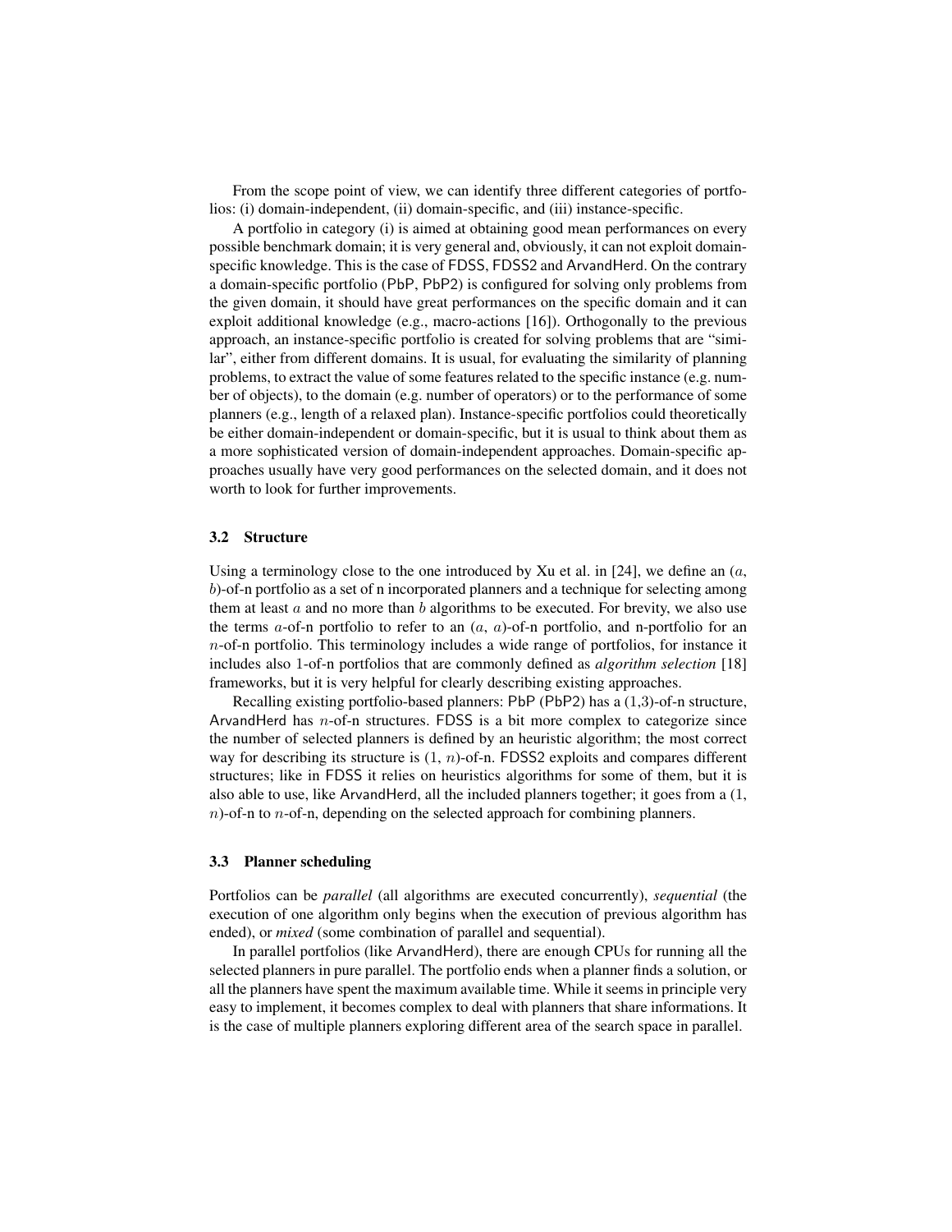From the scope point of view, we can identify three different categories of portfolios: (i) domain-independent, (ii) domain-specific, and (iii) instance-specific.

A portfolio in category (i) is aimed at obtaining good mean performances on every possible benchmark domain; it is very general and, obviously, it can not exploit domain-specific knowledge. This is the case of FDSS, FDSS2 and ArvandHerd. On the contrary a domain-specific portfolio (PbP, PbP2) is configured for solving only problems from the given domain, it should have great performances on the specific domain and it can exploit additional knowledge (e.g., macro-actions [16]). Orthogonally to the previous approach, an instance-specific portfolio is created for solving problems that are "similar", either from different domains. It is usual, for evaluating the similarity of planning problems, to extract the value of some features related to the specific instance (e.g. number of objects), to the domain (e.g. number of operators) or to the performance of some planners (e.g., length of a relaxed plan). Instance-specific portfolios could theoretically be either domain-independent or domain-specific, but it is usual to think about them as a more sophisticated version of domain-independent approaches. Domain-specific approaches usually have very good performances on the selected domain, and it does not worth to look for further improvements.

### 3.2 Structure

Using a terminology close to the one introduced by Xu et al. in [24], we define an ($a$, $b$)-of-n portfolio as a set of n incorporated planners and a technique for selecting among them at least $a$ and no more than $b$ algorithms to be executed. For brevity, we also use the terms $a$-of-n portfolio to refer to an ($a$, $a$)-of-n portfolio, and n-portfolio for an $n$-of-n portfolio. This terminology includes a wide range of portfolios, for instance it includes also 1-of-n portfolios that are commonly defined as *algorithm selection* [18] frameworks, but it is very helpful for clearly describing existing approaches.

Recalling existing portfolio-based planners: PbP (PbP2) has a (1,3)-of-n structure, ArvandHerd has $n$-of-n structures. FDSS is a bit more complex to categorize since the number of selected planners is defined by an heuristic algorithm; the most correct way for describing its structure is (1, $n$)-of-n. FDSS2 exploits and compares different structures; like in FDSS it relies on heuristics algorithms for some of them, but it is also able to use, like ArvandHerd, all the included planners together; it goes from a (1, $n$)-of-n to $n$-of-n, depending on the selected approach for combining planners.

### 3.3 Planner scheduling

Portfolios can be *parallel* (all algorithms are executed concurrently), *sequential* (the execution of one algorithm only begins when the execution of previous algorithm has ended), or *mixed* (some combination of parallel and sequential).

In parallel portfolios (like ArvandHerd), there are enough CPUs for running all the selected planners in pure parallel. The portfolio ends when a planner finds a solution, or all the planners have spent the maximum available time. While it seems in principle very easy to implement, it becomes complex to deal with planners that share informations. It is the case of multiple planners exploring different area of the search space in parallel.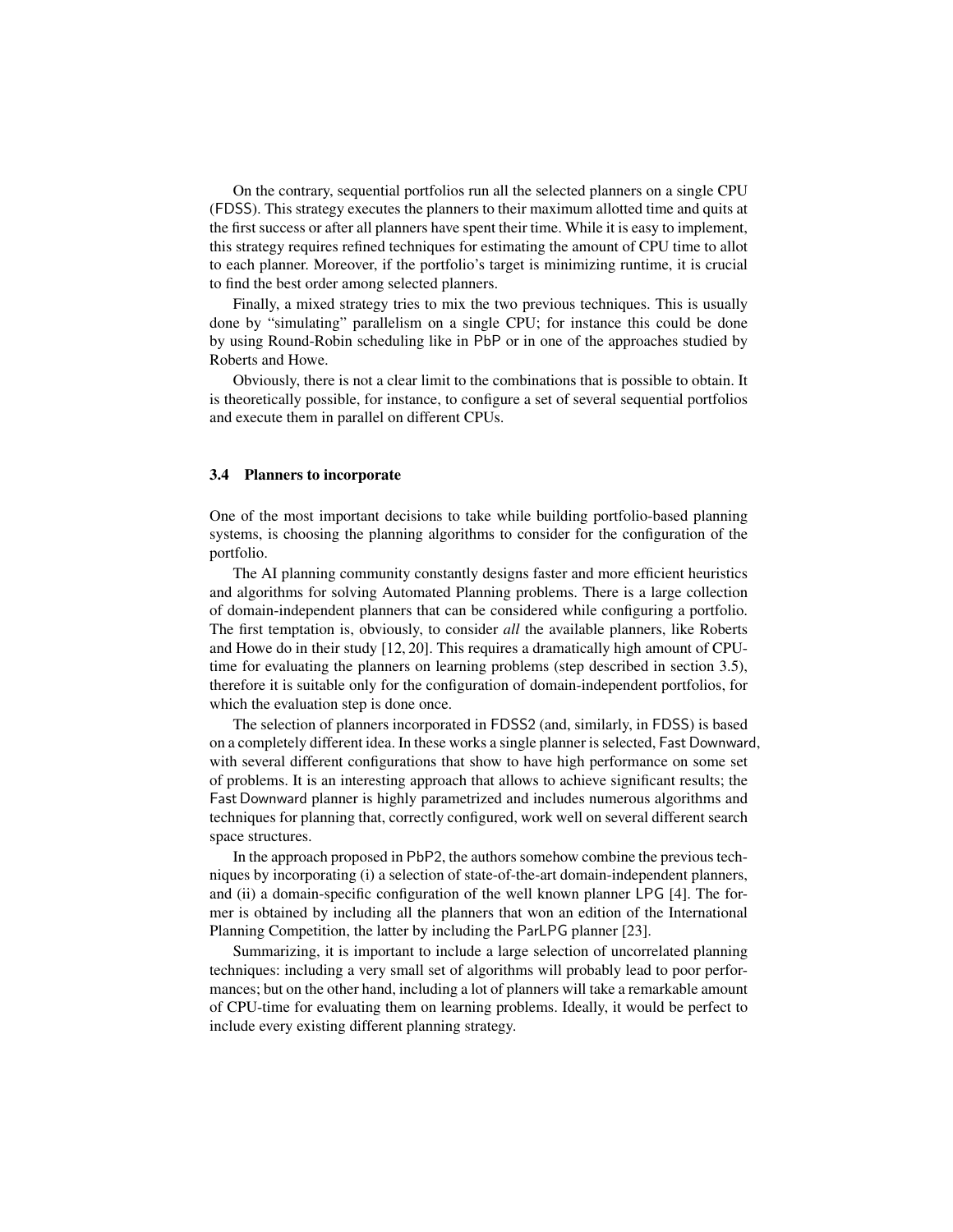On the contrary, sequential portfolios run all the selected planners on a single CPU (FDSS). This strategy executes the planners to their maximum allotted time and quits at the first success or after all planners have spent their time. While it is easy to implement, this strategy requires refined techniques for estimating the amount of CPU time to allot to each planner. Moreover, if the portfolio's target is minimizing runtime, it is crucial to find the best order among selected planners.

Finally, a mixed strategy tries to mix the two previous techniques. This is usually done by "simulating" parallelism on a single CPU; for instance this could be done by using Round-Robin scheduling like in PbP or in one of the approaches studied by Roberts and Howe.

Obviously, there is not a clear limit to the combinations that is possible to obtain. It is theoretically possible, for instance, to configure a set of several sequential portfolios and execute them in parallel on different CPUs.

### 3.4 Planners to incorporate

One of the most important decisions to take while building portfolio-based planning systems, is choosing the planning algorithms to consider for the configuration of the portfolio.

The AI planning community constantly designs faster and more efficient heuristics and algorithms for solving Automated Planning problems. There is a large collection of domain-independent planners that can be considered while configuring a portfolio. The first temptation is, obviously, to consider *all* the available planners, like Roberts and Howe do in their study [12, 20]. This requires a dramatically high amount of CPU-time for evaluating the planners on learning problems (step described in section 3.5), therefore it is suitable only for the configuration of domain-independent portfolios, for which the evaluation step is done once.

The selection of planners incorporated in FDSS2 (and, similarly, in FDSS) is based on a completely different idea. In these works a single planner is selected, Fast Downward, with several different configurations that show to have high performance on some set of problems. It is an interesting approach that allows to achieve significant results; the Fast Downward planner is highly parametrized and includes numerous algorithms and techniques for planning that, correctly configured, work well on several different search space structures.

In the approach proposed in PbP2, the authors somehow combine the previous techniques by incorporating (i) a selection of state-of-the-art domain-independent planners, and (ii) a domain-specific configuration of the well known planner LPG [4]. The former is obtained by including all the planners that won an edition of the International Planning Competition, the latter by including the ParLPG planner [23].

Summarizing, it is important to include a large selection of uncorrelated planning techniques: including a very small set of algorithms will probably lead to poor performances; but on the other hand, including a lot of planners will take a remarkable amount of CPU-time for evaluating them on learning problems. Ideally, it would be perfect to include every existing different planning strategy.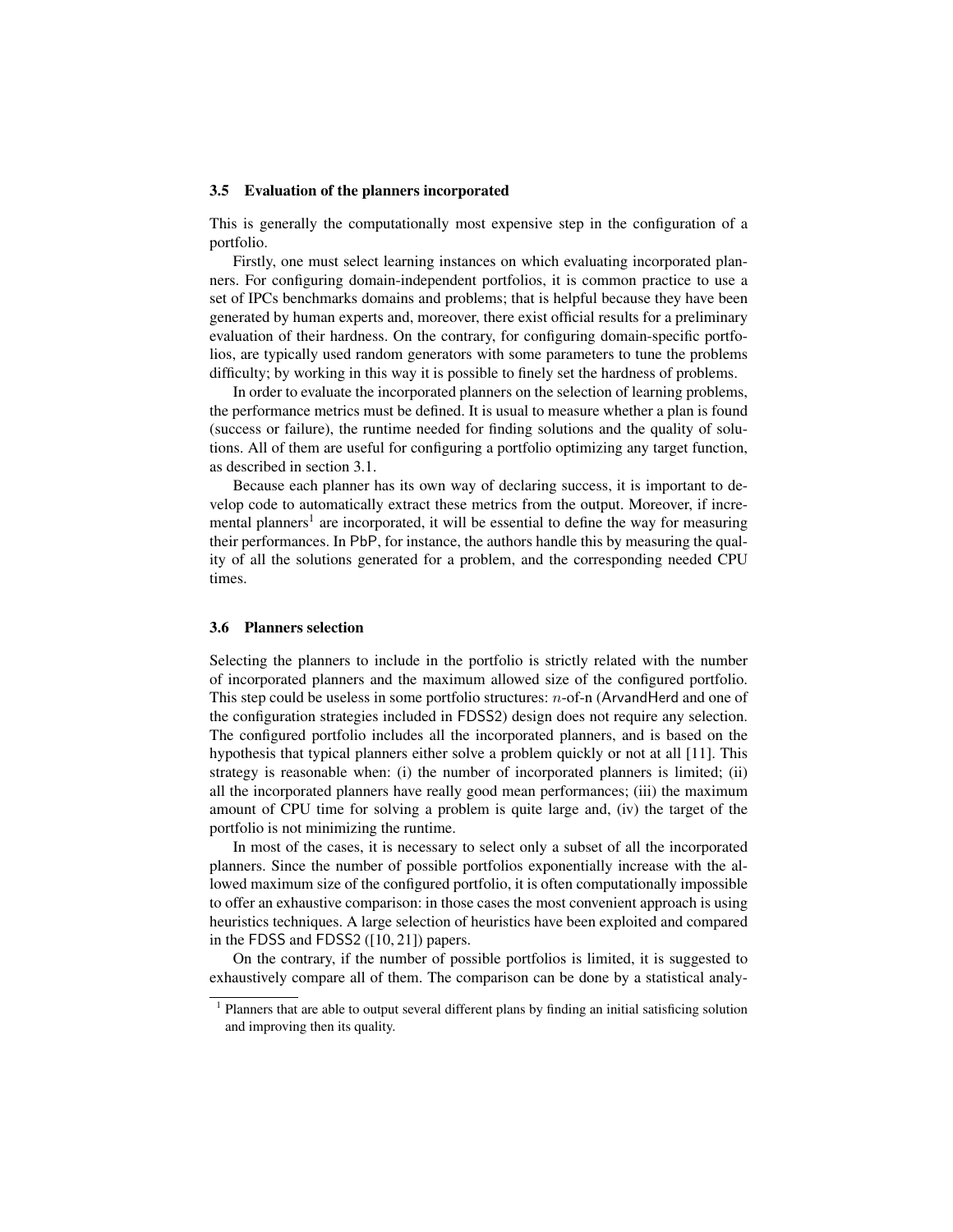### 3.5 Evaluation of the planners incorporated

This is generally the computationally most expensive step in the configuration of a portfolio.

Firstly, one must select learning instances on which evaluating incorporated planners. For configuring domain-independent portfolios, it is common practice to use a set of IPCs benchmarks domains and problems; that is helpful because they have been generated by human experts and, moreover, there exist official results for a preliminary evaluation of their hardness. On the contrary, for configuring domain-specific portfolios, are typically used random generators with some parameters to tune the problems difficulty; by working in this way it is possible to finely set the hardness of problems.

In order to evaluate the incorporated planners on the selection of learning problems, the performance metrics must be defined. It is usual to measure whether a plan is found (success or failure), the runtime needed for finding solutions and the quality of solutions. All of them are useful for configuring a portfolio optimizing any target function, as described in section 3.1.

Because each planner has its own way of declaring success, it is important to develop code to automatically extract these metrics from the output. Moreover, if incremental planners[1] are incorporated, it will be essential to define the way for measuring their performances. In PbP, for instance, the authors handle this by measuring the quality of all the solutions generated for a problem, and the corresponding needed CPU times.

### 3.6 Planners selection

Selecting the planners to include in the portfolio is strictly related with the number of incorporated planners and the maximum allowed size of the configured portfolio. This step could be useless in some portfolio structures: $n$-of-n (ArvandHerd and one of the configuration strategies included in FDSS2) design does not require any selection. The configured portfolio includes all the incorporated planners, and is based on the hypothesis that typical planners either solve a problem quickly or not at all [11]. This strategy is reasonable when: (i) the number of incorporated planners is limited; (ii) all the incorporated planners have really good mean performances; (iii) the maximum amount of CPU time for solving a problem is quite large and, (iv) the target of the portfolio is not minimizing the runtime.

In most of the cases, it is necessary to select only a subset of all the incorporated planners. Since the number of possible portfolios exponentially increase with the allowed maximum size of the configured portfolio, it is often computationally impossible to offer an exhaustive comparison: in those cases the most convenient approach is using heuristics techniques. A large selection of heuristics have been exploited and compared in the FDSS and FDSS2 ([10, 21]) papers.

On the contrary, if the number of possible portfolios is limited, it is suggested to exhaustively compare all of them. The comparison can be done by a statistical analy-

[1] Planners that are able to output several different plans by finding an initial satisficing solution and improving then its quality.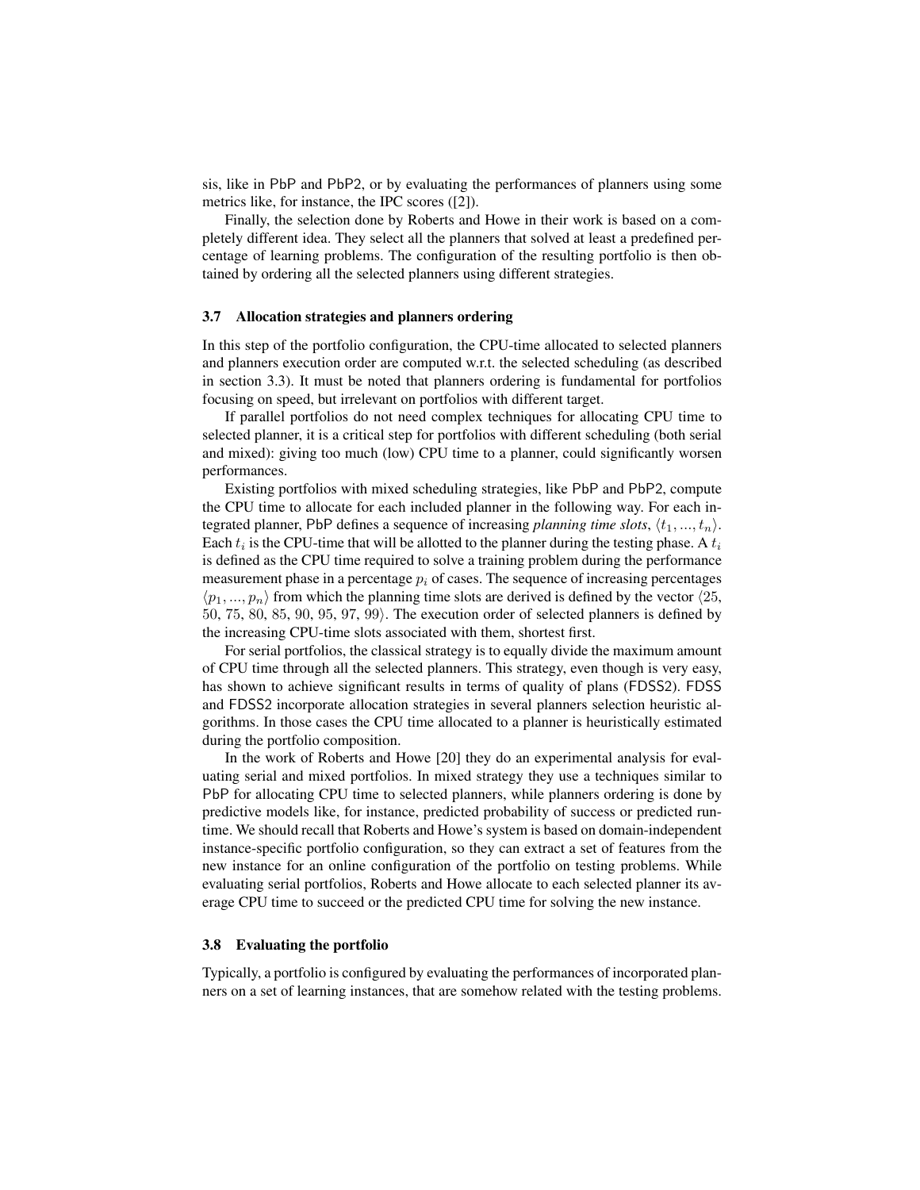sis, like in PbP and PbP2, or by evaluating the performances of planners using some metrics like, for instance, the IPC scores ([2]).

Finally, the selection done by Roberts and Howe in their work is based on a completely different idea. They select all the planners that solved at least a predefined percentage of learning problems. The configuration of the resulting portfolio is then obtained by ordering all the selected planners using different strategies.

### 3.7 Allocation strategies and planners ordering

In this step of the portfolio configuration, the CPU-time allocated to selected planners and planners execution order are computed w.r.t. the selected scheduling (as described in section 3.3). It must be noted that planners ordering is fundamental for portfolios focusing on speed, but irrelevant on portfolios with different target.

If parallel portfolios do not need complex techniques for allocating CPU time to selected planner, it is a critical step for portfolios with different scheduling (both serial and mixed): giving too much (low) CPU time to a planner, could significantly worsen performances.

Existing portfolios with mixed scheduling strategies, like PbP and PbP2, compute the CPU time to allocate for each included planner in the following way. For each integrated planner, PbP defines a sequence of increasing *planning time slots*, $\langle t_1, ..., t_n \rangle$. Each $t_i$ is the CPU-time that will be allotted to the planner during the testing phase. A $t_i$ is defined as the CPU time required to solve a training problem during the performance measurement phase in a percentage $p_i$ of cases. The sequence of increasing percentages $\langle p_1, ..., p_n \rangle$ from which the planning time slots are derived is defined by the vector $\langle 25, 50, 75, 80, 85, 90, 95, 97, 99 \rangle$. The execution order of selected planners is defined by the increasing CPU-time slots associated with them, shortest first.

For serial portfolios, the classical strategy is to equally divide the maximum amount of CPU time through all the selected planners. This strategy, even though is very easy, has shown to achieve significant results in terms of quality of plans (FDSS2). FDSS and FDSS2 incorporate allocation strategies in several planners selection heuristic algorithms. In those cases the CPU time allocated to a planner is heuristically estimated during the portfolio composition.

In the work of Roberts and Howe [20] they do an experimental analysis for evaluating serial and mixed portfolios. In mixed strategy they use a techniques similar to PbP for allocating CPU time to selected planners, while planners ordering is done by predictive models like, for instance, predicted probability of success or predicted runtime. We should recall that Roberts and Howe's system is based on domain-independent instance-specific portfolio configuration, so they can extract a set of features from the new instance for an online configuration of the portfolio on testing problems. While evaluating serial portfolios, Roberts and Howe allocate to each selected planner its average CPU time to succeed or the predicted CPU time for solving the new instance.

### 3.8 Evaluating the portfolio

Typically, a portfolio is configured by evaluating the performances of incorporated planners on a set of learning instances, that are somehow related with the testing problems.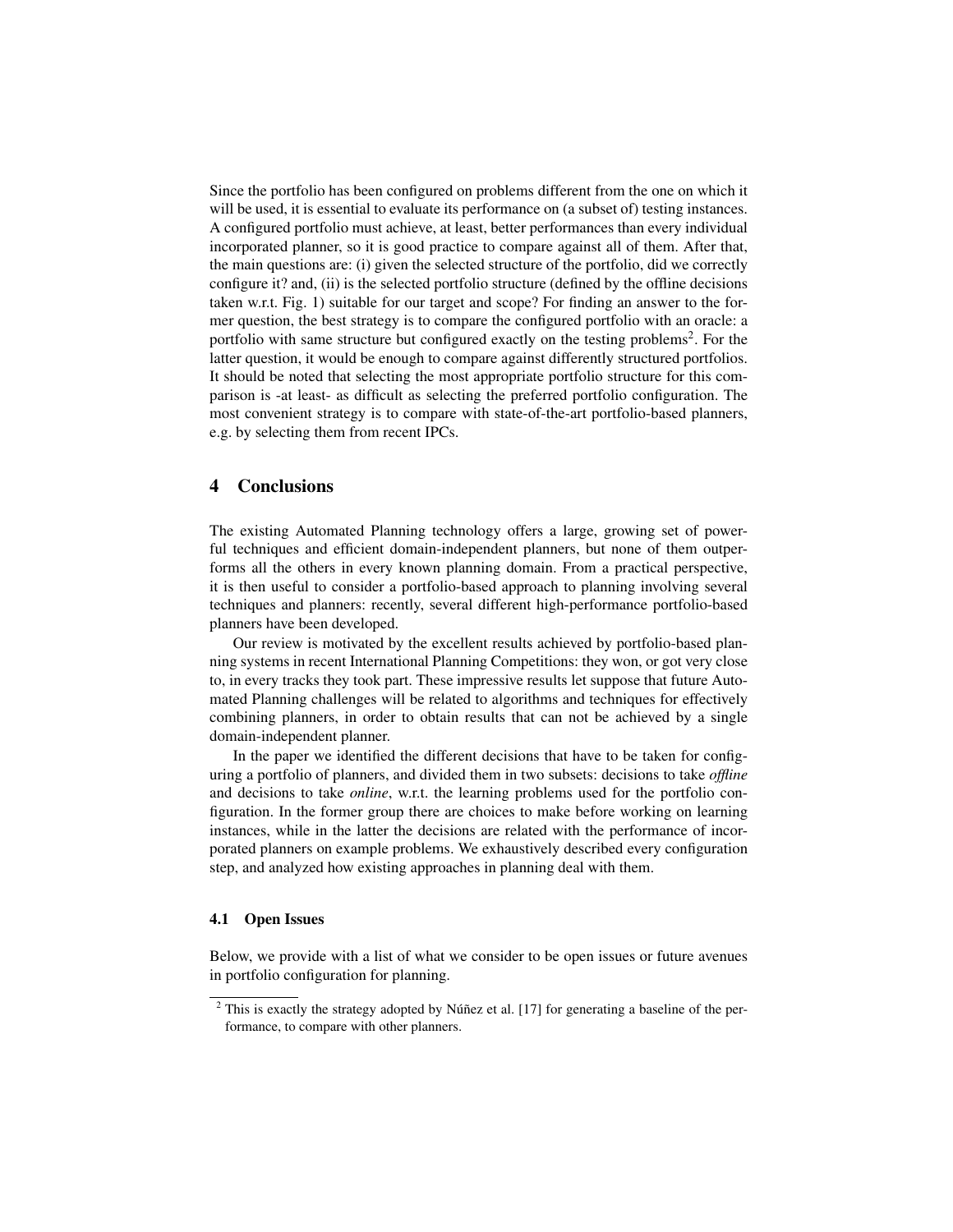Since the portfolio has been configured on problems different from the one on which it will be used, it is essential to evaluate its performance on (a subset of) testing instances. A configured portfolio must achieve, at least, better performances than every individual incorporated planner, so it is good practice to compare against all of them. After that, the main questions are: (i) given the selected structure of the portfolio, did we correctly configure it? and, (ii) is the selected portfolio structure (defined by the offline decisions taken w.r.t. Fig. 1) suitable for our target and scope? For finding an answer to the former question, the best strategy is to compare the configured portfolio with an oracle: a portfolio with same structure but configured exactly on the testing problems[2]. For the latter question, it would be enough to compare against differently structured portfolios. It should be noted that selecting the most appropriate portfolio structure for this comparison is -at least- as difficult as selecting the preferred portfolio configuration. The most convenient strategy is to compare with state-of-the-art portfolio-based planners, e.g. by selecting them from recent IPCs.

## 4 Conclusions

The existing Automated Planning technology offers a large, growing set of powerful techniques and efficient domain-independent planners, but none of them outperforms all the others in every known planning domain. From a practical perspective, it is then useful to consider a portfolio-based approach to planning involving several techniques and planners: recently, several different high-performance portfolio-based planners have been developed.

Our review is motivated by the excellent results achieved by portfolio-based planning systems in recent International Planning Competitions: they won, or got very close to, in every tracks they took part. These impressive results let suppose that future Automated Planning challenges will be related to algorithms and techniques for effectively combining planners, in order to obtain results that can not be achieved by a single domain-independent planner.

In the paper we identified the different decisions that have to be taken for configuring a portfolio of planners, and divided them in two subsets: decisions to take *offline* and decisions to take *online*, w.r.t. the learning problems used for the portfolio configuration. In the former group there are choices to make before working on learning instances, while in the latter the decisions are related with the performance of incorporated planners on example problems. We exhaustively described every configuration step, and analyzed how existing approaches in planning deal with them.

### 4.1 Open Issues

Below, we provide with a list of what we consider to be open issues or future avenues in portfolio configuration for planning.

[2] This is exactly the strategy adopted by Núñez et al. [17] for generating a baseline of the performance, to compare with other planners.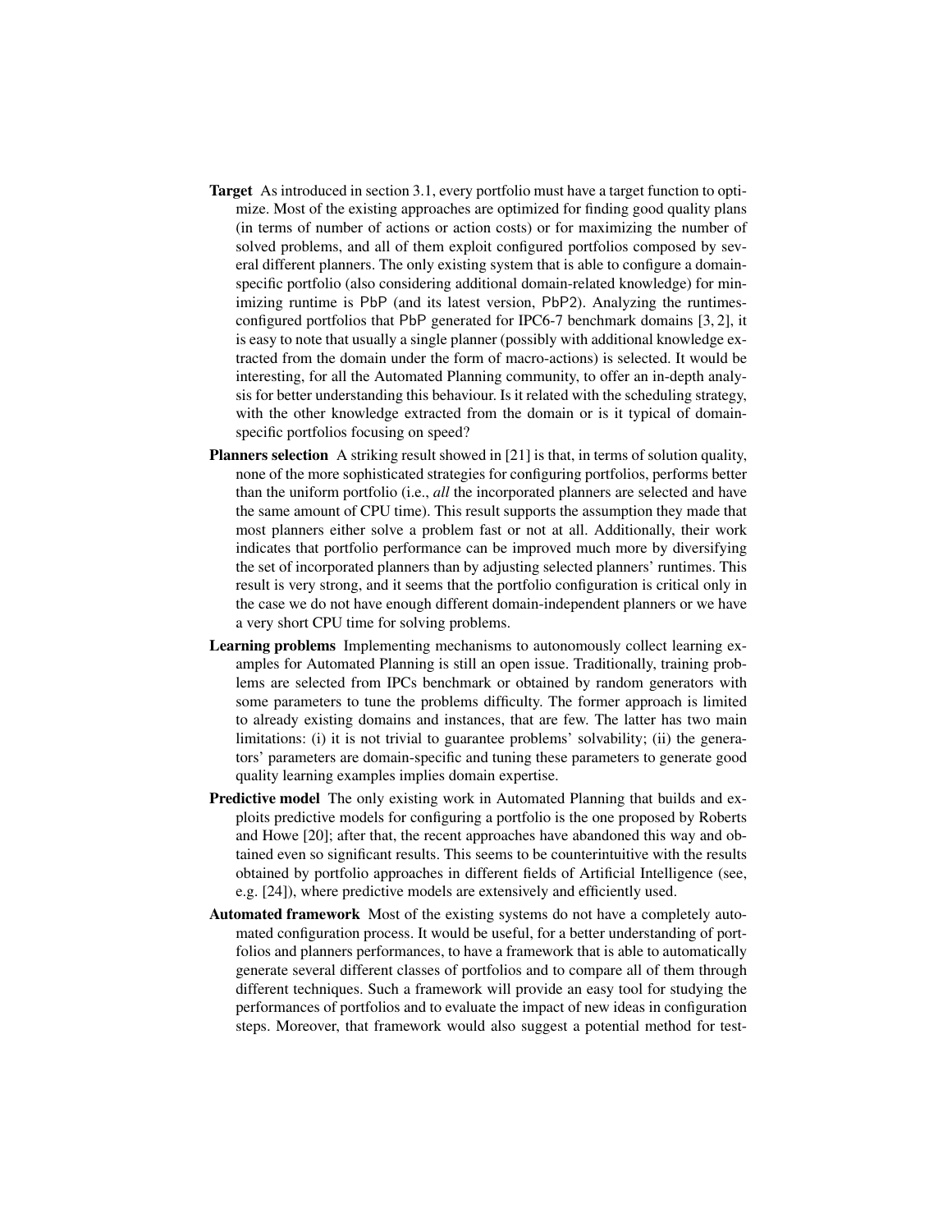**Target** As introduced in section 3.1, every portfolio must have a target function to optimize. Most of the existing approaches are optimized for finding good quality plans (in terms of number of actions or action costs) or for maximizing the number of solved problems, and all of them exploit configured portfolios composed by several different planners. The only existing system that is able to configure a domain-specific portfolio (also considering additional domain-related knowledge) for minimizing runtime is PbP (and its latest version, PbP2). Analyzing the runtimes-configured portfolios that PbP generated for IPC6-7 benchmark domains [3, 2], it is easy to note that usually a single planner (possibly with additional knowledge extracted from the domain under the form of macro-actions) is selected. It would be interesting, for all the Automated Planning community, to offer an in-depth analysis for better understanding this behaviour. Is it related with the scheduling strategy, with the other knowledge extracted from the domain or is it typical of domain-specific portfolios focusing on speed?

**Planners selection** A striking result showed in [21] is that, in terms of solution quality, none of the more sophisticated strategies for configuring portfolios, performs better than the uniform portfolio (i.e., *all* the incorporated planners are selected and have the same amount of CPU time). This result supports the assumption they made that most planners either solve a problem fast or not at all. Additionally, their work indicates that portfolio performance can be improved much more by diversifying the set of incorporated planners than by adjusting selected planners' runtimes. This result is very strong, and it seems that the portfolio configuration is critical only in the case we do not have enough different domain-independent planners or we have a very short CPU time for solving problems.

**Learning problems** Implementing mechanisms to autonomously collect learning examples for Automated Planning is still an open issue. Traditionally, training problems are selected from IPCs benchmark or obtained by random generators with some parameters to tune the problems difficulty. The former approach is limited to already existing domains and instances, that are few. The latter has two main limitations: (i) it is not trivial to guarantee problems' solvability; (ii) the generators' parameters are domain-specific and tuning these parameters to generate good quality learning examples implies domain expertise.

**Predictive model** The only existing work in Automated Planning that builds and exploits predictive models for configuring a portfolio is the one proposed by Roberts and Howe [20]; after that, the recent approaches have abandoned this way and obtained even so significant results. This seems to be counterintuitive with the results obtained by portfolio approaches in different fields of Artificial Intelligence (see, e.g. [24]), where predictive models are extensively and efficiently used.

**Automated framework** Most of the existing systems do not have a completely automated configuration process. It would be useful, for a better understanding of portfolios and planners performances, to have a framework that is able to automatically generate several different classes of portfolios and to compare all of them through different techniques. Such a framework will provide an easy tool for studying the performances of portfolios and to evaluate the impact of new ideas in configuration steps. Moreover, that framework would also suggest a potential method for test-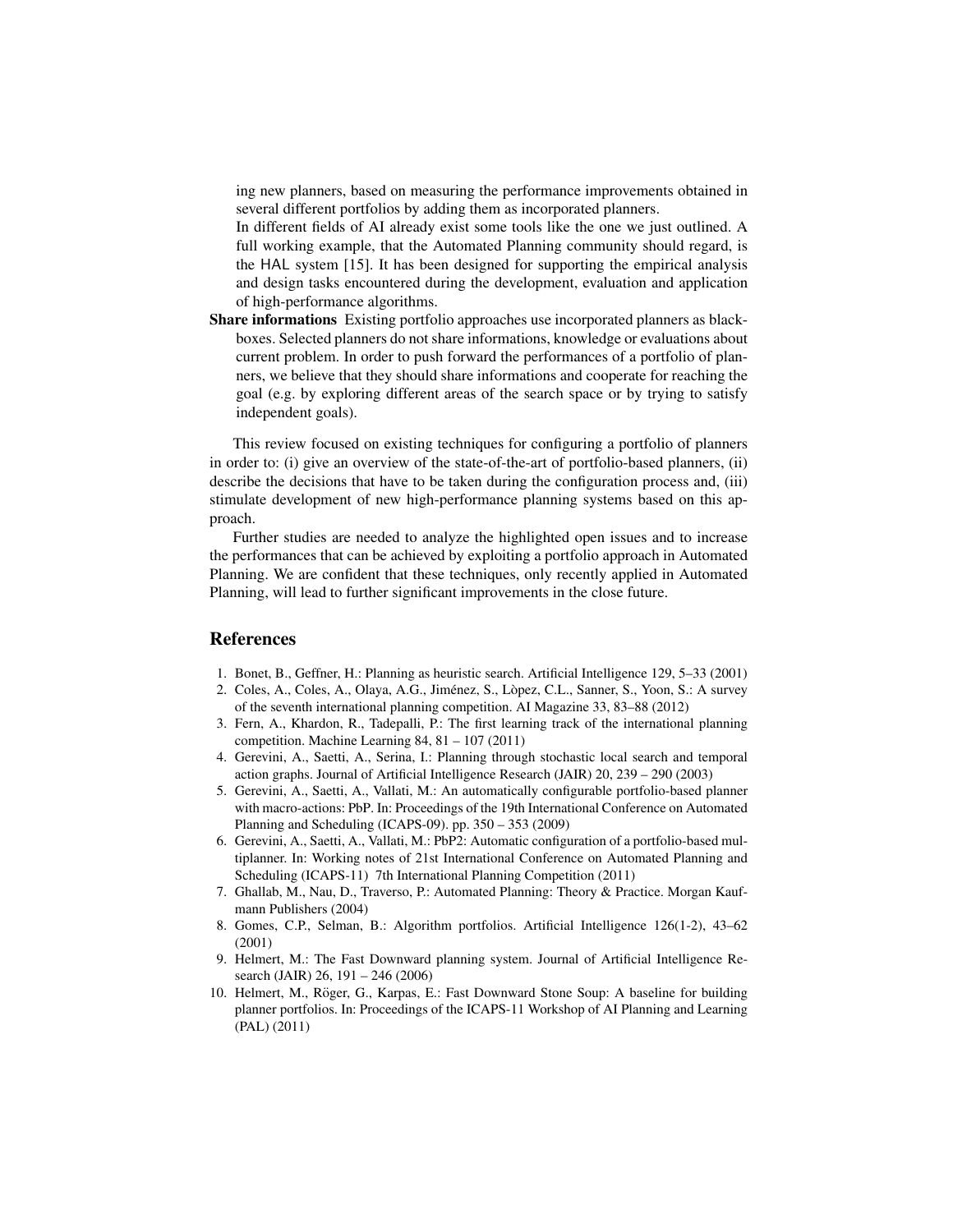ing new planners, based on measuring the performance improvements obtained in several different portfolios by adding them as incorporated planners.

In different fields of AI already exist some tools like the one we just outlined. A full working example, that the Automated Planning community should regard, is the HAL system [15]. It has been designed for supporting the empirical analysis and design tasks encountered during the development, evaluation and application of high-performance algorithms.

**Share informations** Existing portfolio approaches use incorporated planners as black-boxes. Selected planners do not share informations, knowledge or evaluations about current problem. In order to push forward the performances of a portfolio of planners, we believe that they should share informations and cooperate for reaching the goal (e.g. by exploring different areas of the search space or by trying to satisfy independent goals).

This review focused on existing techniques for configuring a portfolio of planners in order to: (i) give an overview of the state-of-the-art of portfolio-based planners, (ii) describe the decisions that have to be taken during the configuration process and, (iii) stimulate development of new high-performance planning systems based on this approach.

Further studies are needed to analyze the highlighted open issues and to increase the performances that can be achieved by exploiting a portfolio approach in Automated Planning. We are confident that these techniques, only recently applied in Automated Planning, will lead to further significant improvements in the close future.

## References

1. Bonet, B., Geffner, H.: Planning as heuristic search. Artificial Intelligence 129, 5–33 (2001)
2. Coles, A., Coles, A., Olaya, A.G., Jiménez, S., Lòpez, C.L., Sanner, S., Yoon, S.: A survey of the seventh international planning competition. AI Magazine 33, 83–88 (2012)
3. Fern, A., Khardon, R., Tadepalli, P.: The first learning track of the international planning competition. Machine Learning 84, 81 – 107 (2011)
4. Gerevini, A., Saetti, A., Serina, I.: Planning through stochastic local search and temporal action graphs. Journal of Artificial Intelligence Research (JAIR) 20, 239 – 290 (2003)
5. Gerevini, A., Saetti, A., Vallati, M.: An automatically configurable portfolio-based planner with macro-actions: PbP. In: Proceedings of the 19th International Conference on Automated Planning and Scheduling (ICAPS-09). pp. 350 – 353 (2009)
6. Gerevini, A., Saetti, A., Vallati, M.: PbP2: Automatic configuration of a portfolio-based multiplanner. In: Working notes of 21st International Conference on Automated Planning and Scheduling (ICAPS-11) 7th International Planning Competition (2011)
7. Ghallab, M., Nau, D., Traverso, P.: Automated Planning: Theory & Practice. Morgan Kaufmann Publishers (2004)
8. Gomes, C.P., Selman, B.: Algorithm portfolios. Artificial Intelligence 126(1-2), 43–62 (2001)
9. Helmert, M.: The Fast Downward planning system. Journal of Artificial Intelligence Research (JAIR) 26, 191 – 246 (2006)
10. Helmert, M., Röger, G., Karpas, E.: Fast Downward Stone Soup: A baseline for building planner portfolios. In: Proceedings of the ICAPS-11 Workshop of AI Planning and Learning (PAL) (2011)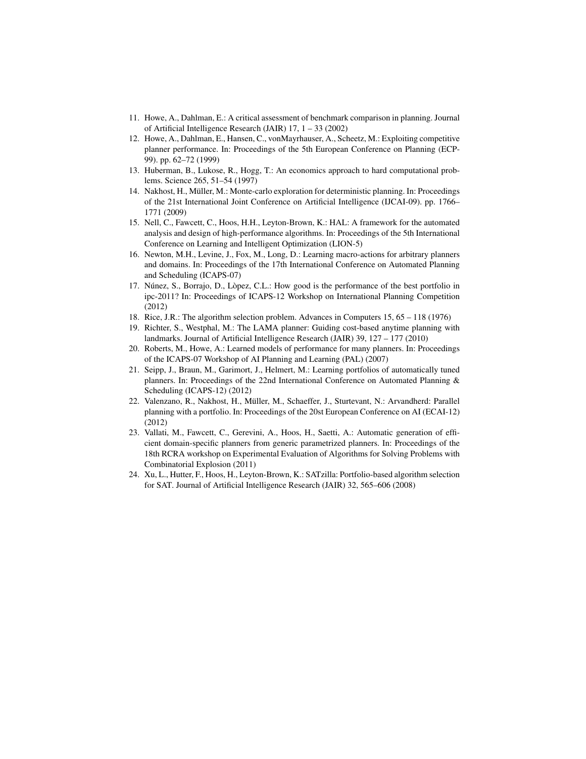11. Howe, A., Dahlman, E.: A critical assessment of benchmark comparison in planning. Journal of Artificial Intelligence Research (JAIR) 17, 1 – 33 (2002)
12. Howe, A., Dahlman, E., Hansen, C., vonMayrhauser, A., Scheetz, M.: Exploiting competitive planner performance. In: Proceedings of the 5th European Conference on Planning (ECP-99). pp. 62–72 (1999)
13. Huberman, B., Lukose, R., Hogg, T.: An economics approach to hard computational problems. Science 265, 51–54 (1997)
14. Nakhost, H., Müller, M.: Monte-carlo exploration for deterministic planning. In: Proceedings of the 21st International Joint Conference on Artificial Intelligence (IJCAI-09). pp. 1766–1771 (2009)
15. Nell, C., Fawcett, C., Hoos, H.H., Leyton-Brown, K.: HAL: A framework for the automated analysis and design of high-performance algorithms. In: Proceedings of the 5th International Conference on Learning and Intelligent Optimization (LION-5)
16. Newton, M.H., Levine, J., Fox, M., Long, D.: Learning macro-actions for arbitrary planners and domains. In: Proceedings of the 17th International Conference on Automated Planning and Scheduling (ICAPS-07)
17. Núnez, S., Borrajo, D., Lòpez, C.L.: How good is the performance of the best portfolio in ipc-2011? In: Proceedings of ICAPS-12 Workshop on International Planning Competition (2012)
18. Rice, J.R.: The algorithm selection problem. Advances in Computers 15, 65 – 118 (1976)
19. Richter, S., Westphal, M.: The LAMA planner: Guiding cost-based anytime planning with landmarks. Journal of Artificial Intelligence Research (JAIR) 39, 127 – 177 (2010)
20. Roberts, M., Howe, A.: Learned models of performance for many planners. In: Proceedings of the ICAPS-07 Workshop of AI Planning and Learning (PAL) (2007)
21. Seipp, J., Braun, M., Garimort, J., Helmert, M.: Learning portfolios of automatically tuned planners. In: Proceedings of the 22nd International Conference on Automated Planning & Scheduling (ICAPS-12) (2012)
22. Valenzano, R., Nakhost, H., Müller, M., Schaeffer, J., Sturtevant, N.: Arvandherd: Parallel planning with a portfolio. In: Proceedings of the 20st European Conference on AI (ECAI-12) (2012)
23. Vallati, M., Fawcett, C., Gerevini, A., Hoos, H., Saetti, A.: Automatic generation of efficient domain-specific planners from generic parametrized planners. In: Proceedings of the 18th RCRA workshop on Experimental Evaluation of Algorithms for Solving Problems with Combinatorial Explosion (2011)
24. Xu, L., Hutter, F., Hoos, H., Leyton-Brown, K.: SATzilla: Portfolio-based algorithm selection for SAT. Journal of Artificial Intelligence Research (JAIR) 32, 565–606 (2008)